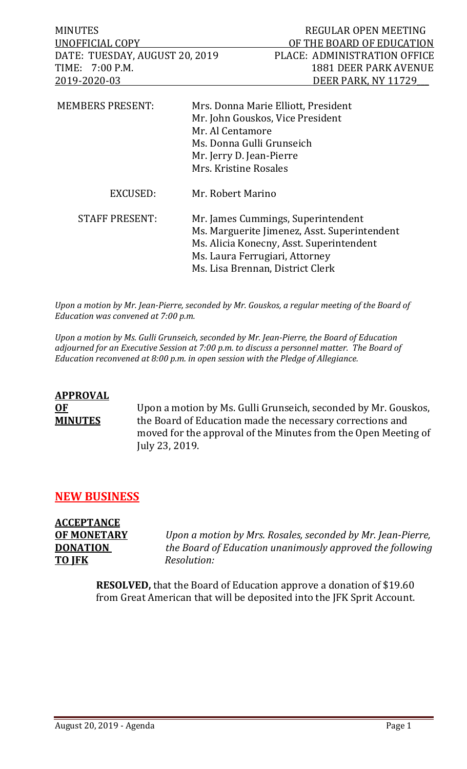| MINUTES | REGULAR OPEN MEETING |
|---|---|
| UNOFFICIAL COPY | OF THE BOARD OF EDUCATION |
| DATE: TUESDAY, AUGUST 20, 2019 | PLACE: ADMINISTRATION OFFICE |
| TIME: 7:00 P.M. | 1881 DEER PARK AVENUE |
| 2019-2020-03 | DEER PARK, NY 11729 |

MEMBERS PRESENT: Mrs. Donna Marie Elliott, President
Mr. John Gouskos, Vice President
Mr. Al Centamore
Ms. Donna Gulli Grunseich
Mr. Jerry D. Jean-Pierre
Mrs. Kristine Rosales

EXCUSED: Mr. Robert Marino

STAFF PRESENT: Mr. James Cummings, Superintendent
Ms. Marguerite Jimenez, Asst. Superintendent
Ms. Alicia Konecny, Asst. Superintendent
Ms. Laura Ferrugiari, Attorney
Ms. Lisa Brennan, District Clerk

*Upon a motion by Mr. Jean-Pierre, seconded by Mr. Gouskos, a regular meeting of the Board of Education was convened at 7:00 p.m.*

*Upon a motion by Ms. Gulli Grunseich, seconded by Mr. Jean-Pierre, the Board of Education adjourned for an Executive Session at 7:00 p.m. to discuss a personnel matter. The Board of Education reconvened at 8:00 p.m. in open session with the Pledge of Allegiance.*

**APPROVAL OF MINUTES**

Upon a motion by Ms. Gulli Grunseich, seconded by Mr. Gouskos, the Board of Education made the necessary corrections and moved for the approval of the Minutes from the Open Meeting of July 23, 2019.

## NEW BUSINESS

**ACCEPTANCE OF MONETARY DONATION TO JFK**

*Upon a motion by Mrs. Rosales, seconded by Mr. Jean-Pierre, the Board of Education unanimously approved the following Resolution:*

**RESOLVED,** that the Board of Education approve a donation of $19.60 from Great American that will be deposited into the JFK Sprit Account.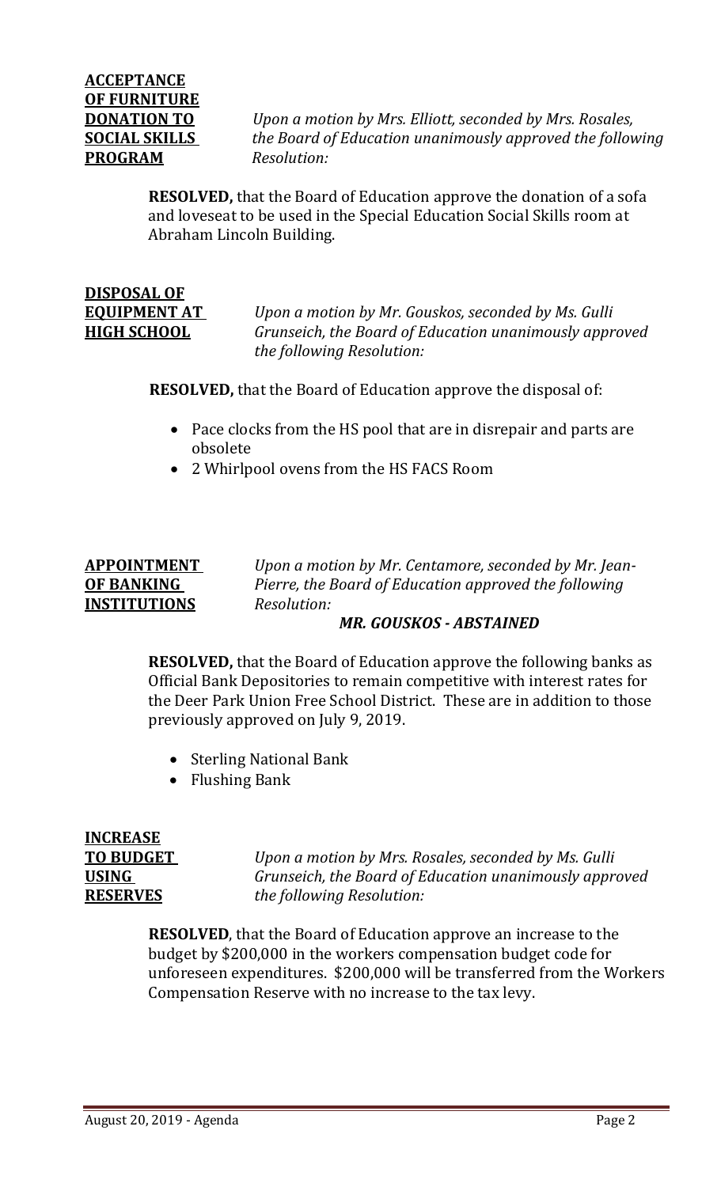**ACCEPTANCE OF FURNITURE DONATION TO SOCIAL SKILLS PROGRAM**

*Upon a motion by Mrs. Elliott, seconded by Mrs. Rosales, the Board of Education unanimously approved the following Resolution:*

**RESOLVED,** that the Board of Education approve the donation of a sofa and loveseat to be used in the Special Education Social Skills room at Abraham Lincoln Building.

**DISPOSAL OF EQUIPMENT AT HIGH SCHOOL**

*Upon a motion by Mr. Gouskos, seconded by Ms. Gulli Grunseich, the Board of Education unanimously approved the following Resolution:*

**RESOLVED,** that the Board of Education approve the disposal of:

- Pace clocks from the HS pool that are in disrepair and parts are obsolete
- 2 Whirlpool ovens from the HS FACS Room

**APPOINTMENT OF BANKING INSTITUTIONS**

*Upon a motion by Mr. Centamore, seconded by Mr. Jean-Pierre, the Board of Education approved the following Resolution:*

***MR. GOUSKOS - ABSTAINED***

**RESOLVED,** that the Board of Education approve the following banks as Official Bank Depositories to remain competitive with interest rates for the Deer Park Union Free School District. These are in addition to those previously approved on July 9, 2019.

- Sterling National Bank
- Flushing Bank

**INCREASE TO BUDGET USING RESERVES**

*Upon a motion by Mrs. Rosales, seconded by Ms. Gulli Grunseich, the Board of Education unanimously approved the following Resolution:*

**RESOLVED**, that the Board of Education approve an increase to the budget by $200,000 in the workers compensation budget code for unforeseen expenditures. $200,000 will be transferred from the Workers Compensation Reserve with no increase to the tax levy.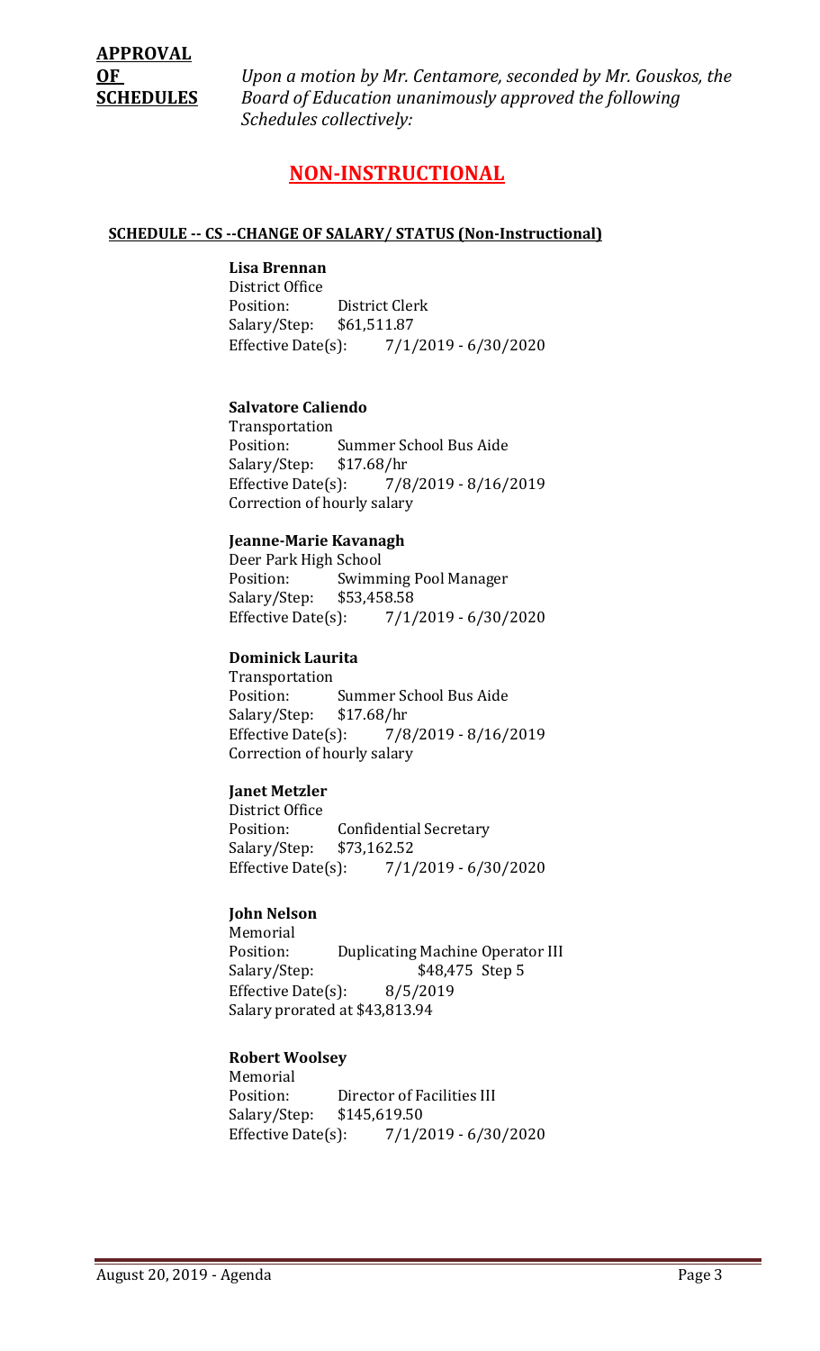**APPROVAL OF SCHEDULES**

*Upon a motion by Mr. Centamore, seconded by Mr. Gouskos, the Board of Education unanimously approved the following Schedules collectively:*

## NON-INSTRUCTIONAL

### SCHEDULE -- CS --CHANGE OF SALARY/ STATUS (Non-Instructional)

**Lisa Brennan**
District Office
Position: District Clerk
Salary/Step: $61,511.87
Effective Date(s): 7/1/2019 - 6/30/2020

**Salvatore Caliendo**
Transportation
Position: Summer School Bus Aide
Salary/Step: $17.68/hr
Effective Date(s): 7/8/2019 - 8/16/2019
Correction of hourly salary

**Jeanne-Marie Kavanagh**
Deer Park High School
Position: Swimming Pool Manager
Salary/Step: $53,458.58
Effective Date(s): 7/1/2019 - 6/30/2020

**Dominick Laurita**
Transportation
Position: Summer School Bus Aide
Salary/Step: $17.68/hr
Effective Date(s): 7/8/2019 - 8/16/2019
Correction of hourly salary

**Janet Metzler**
District Office
Position: Confidential Secretary
Salary/Step: $73,162.52
Effective Date(s): 7/1/2019 - 6/30/2020

**John Nelson**
Memorial
Position: Duplicating Machine Operator III
Salary/Step: $48,475 Step 5
Effective Date(s): 8/5/2019
Salary prorated at $43,813.94

**Robert Woolsey**
Memorial
Position: Director of Facilities III
Salary/Step: $145,619.50
Effective Date(s): 7/1/2019 - 6/30/2020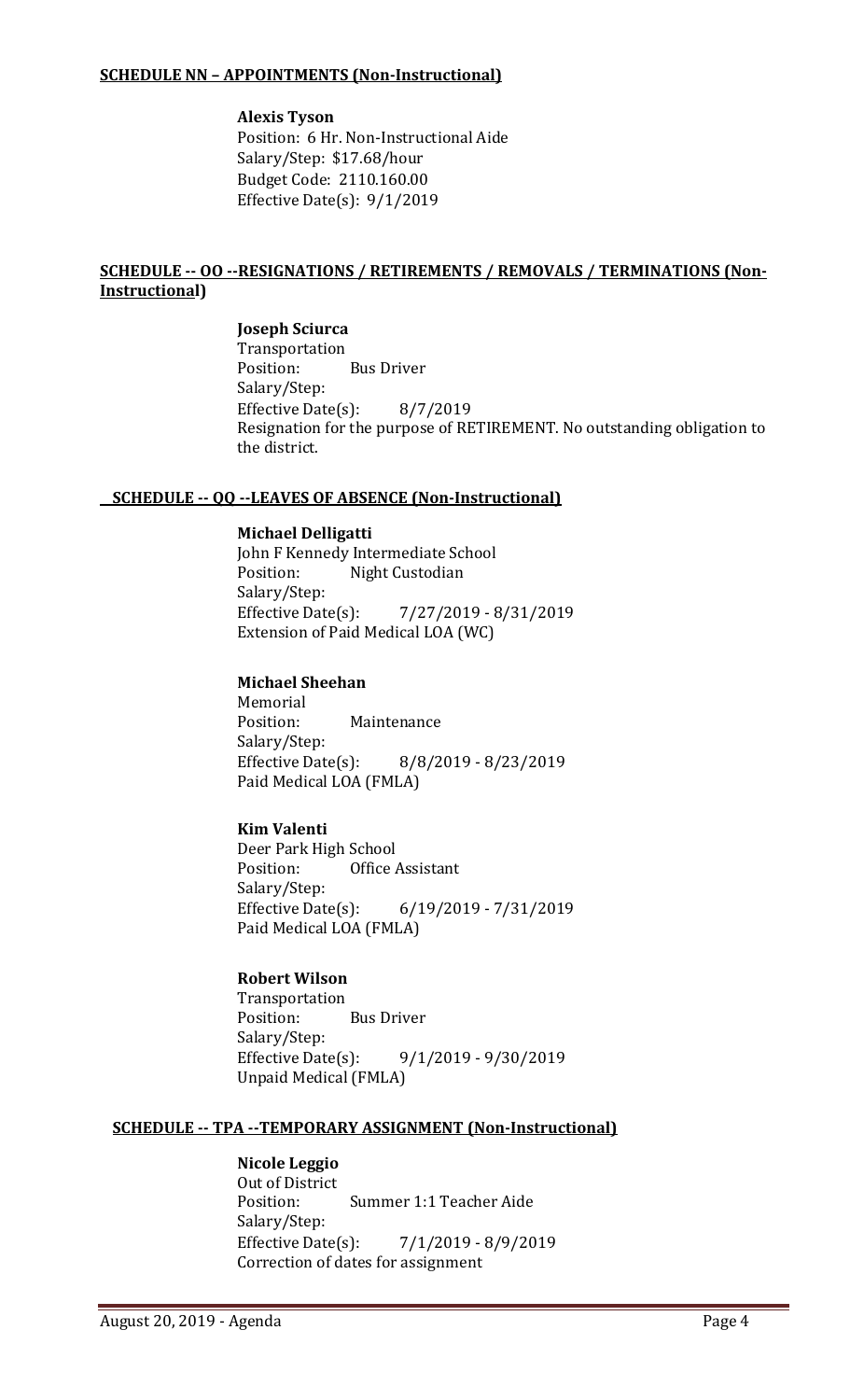**SCHEDULE NN – APPOINTMENTS (Non-Instructional)**

**Alexis Tyson**
Position: 6 Hr. Non-Instructional Aide
Salary/Step: $17.68/hour
Budget Code: 2110.160.00
Effective Date(s): 9/1/2019

**SCHEDULE -- OO --RESIGNATIONS / RETIREMENTS / REMOVALS / TERMINATIONS (Non-Instructional)**

**Joseph Sciurca**
Transportation
Position: Bus Driver
Salary/Step:
Effective Date(s): 8/7/2019
Resignation for the purpose of RETIREMENT. No outstanding obligation to the district.

**SCHEDULE -- QQ --LEAVES OF ABSENCE (Non-Instructional)**

**Michael Delligatti**
John F Kennedy Intermediate School
Position: Night Custodian
Salary/Step:
Effective Date(s): 7/27/2019 - 8/31/2019
Extension of Paid Medical LOA (WC)

**Michael Sheehan**
Memorial
Position: Maintenance
Salary/Step:
Effective Date(s): 8/8/2019 - 8/23/2019
Paid Medical LOA (FMLA)

**Kim Valenti**
Deer Park High School
Position: Office Assistant
Salary/Step:
Effective Date(s): 6/19/2019 - 7/31/2019
Paid Medical LOA (FMLA)

**Robert Wilson**
Transportation
Position: Bus Driver
Salary/Step:
Effective Date(s): 9/1/2019 - 9/30/2019
Unpaid Medical (FMLA)

**SCHEDULE -- TPA --TEMPORARY ASSIGNMENT (Non-Instructional)**

**Nicole Leggio**
Out of District
Position: Summer 1:1 Teacher Aide
Salary/Step:
Effective Date(s): 7/1/2019 - 8/9/2019
Correction of dates for assignment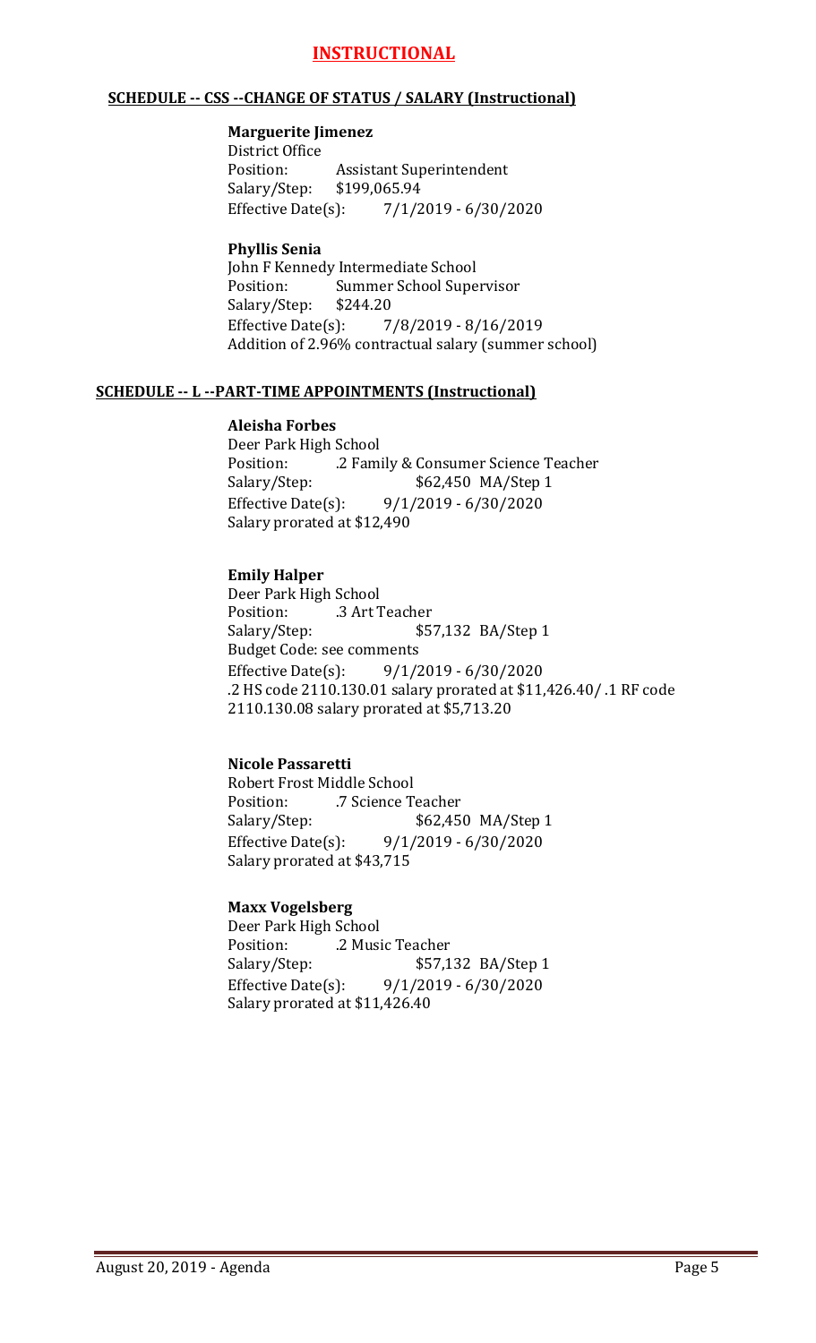# INSTRUCTIONAL

## SCHEDULE -- CSS --CHANGE OF STATUS / SALARY (Instructional)

**Marguerite Jimenez**
District Office
Position: Assistant Superintendent
Salary/Step: $199,065.94
Effective Date(s): 7/1/2019 - 6/30/2020

**Phyllis Senia**
John F Kennedy Intermediate School
Position: Summer School Supervisor
Salary/Step: $244.20
Effective Date(s): 7/8/2019 - 8/16/2019
Addition of 2.96% contractual salary (summer school)

## SCHEDULE -- L --PART-TIME APPOINTMENTS (Instructional)

**Aleisha Forbes**
Deer Park High School
Position: .2 Family & Consumer Science Teacher
Salary/Step: $62,450 MA/Step 1
Effective Date(s): 9/1/2019 - 6/30/2020
Salary prorated at $12,490

**Emily Halper**
Deer Park High School
Position: .3 Art Teacher
Salary/Step: $57,132 BA/Step 1
Budget Code: see comments
Effective Date(s): 9/1/2019 - 6/30/2020
.2 HS code 2110.130.01 salary prorated at $11,426.40/ .1 RF code 2110.130.08 salary prorated at $5,713.20

**Nicole Passaretti**
Robert Frost Middle School
Position: .7 Science Teacher
Salary/Step: $62,450 MA/Step 1
Effective Date(s): 9/1/2019 - 6/30/2020
Salary prorated at $43,715

**Maxx Vogelsberg**
Deer Park High School
Position: .2 Music Teacher
Salary/Step: $57,132 BA/Step 1
Effective Date(s): 9/1/2019 - 6/30/2020
Salary prorated at $11,426.40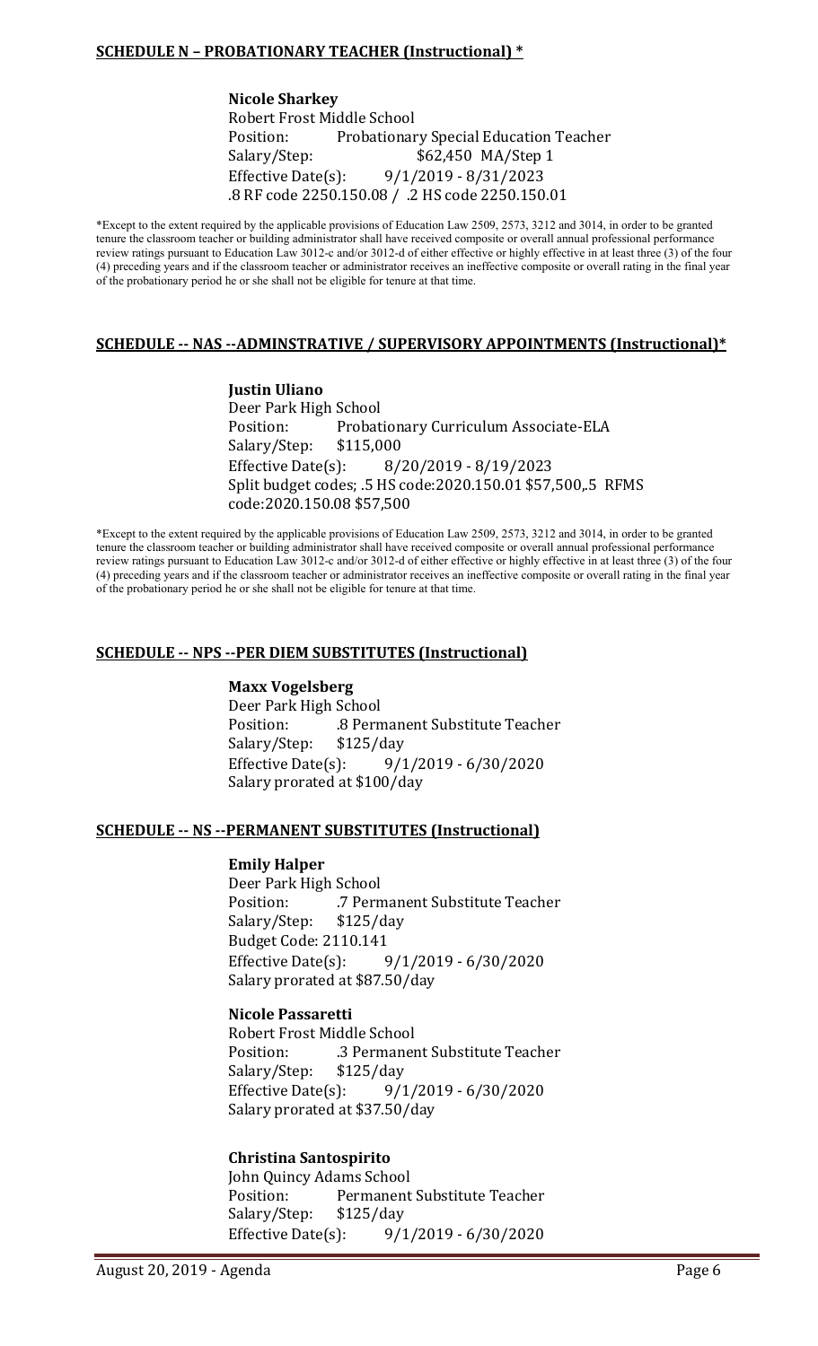**SCHEDULE N – PROBATIONARY TEACHER (Instructional) ***

**Nicole Sharkey**
Robert Frost Middle School
Position: Probationary Special Education Teacher
Salary/Step: $62,450 MA/Step 1
Effective Date(s): 9/1/2019 - 8/31/2023
.8 RF code 2250.150.08 / .2 HS code 2250.150.01

*Except to the extent required by the applicable provisions of Education Law 2509, 2573, 3212 and 3014, in order to be granted tenure the classroom teacher or building administrator shall have received composite or overall annual professional performance review ratings pursuant to Education Law 3012-c and/or 3012-d of either effective or highly effective in at least three (3) of the four (4) preceding years and if the classroom teacher or administrator receives an ineffective composite or overall rating in the final year of the probationary period he or she shall not be eligible for tenure at that time.

**SCHEDULE -- NAS --ADMINSTRATIVE / SUPERVISORY APPOINTMENTS (Instructional)***

**Justin Uliano**
Deer Park High School
Position: Probationary Curriculum Associate-ELA
Salary/Step: $115,000
Effective Date(s): 8/20/2019 - 8/19/2023
Split budget codes; .5 HS code:2020.150.01 $57,500,.5 RFMS code:2020.150.08 $57,500

*Except to the extent required by the applicable provisions of Education Law 2509, 2573, 3212 and 3014, in order to be granted tenure the classroom teacher or building administrator shall have received composite or overall annual professional performance review ratings pursuant to Education Law 3012-c and/or 3012-d of either effective or highly effective in at least three (3) of the four (4) preceding years and if the classroom teacher or administrator receives an ineffective composite or overall rating in the final year of the probationary period he or she shall not be eligible for tenure at that time.

**SCHEDULE -- NPS --PER DIEM SUBSTITUTES (Instructional)**

**Maxx Vogelsberg**
Deer Park High School
Position: .8 Permanent Substitute Teacher
Salary/Step: $125/day
Effective Date(s): 9/1/2019 - 6/30/2020
Salary prorated at $100/day

**SCHEDULE -- NS --PERMANENT SUBSTITUTES (Instructional)**

**Emily Halper**
Deer Park High School
Position: .7 Permanent Substitute Teacher
Salary/Step: $125/day
Budget Code: 2110.141
Effective Date(s): 9/1/2019 - 6/30/2020
Salary prorated at $87.50/day

**Nicole Passaretti**
Robert Frost Middle School
Position: .3 Permanent Substitute Teacher
Salary/Step: $125/day
Effective Date(s): 9/1/2019 - 6/30/2020
Salary prorated at $37.50/day

**Christina Santospirito**
John Quincy Adams School
Position: Permanent Substitute Teacher
Salary/Step: $125/day
Effective Date(s): 9/1/2019 - 6/30/2020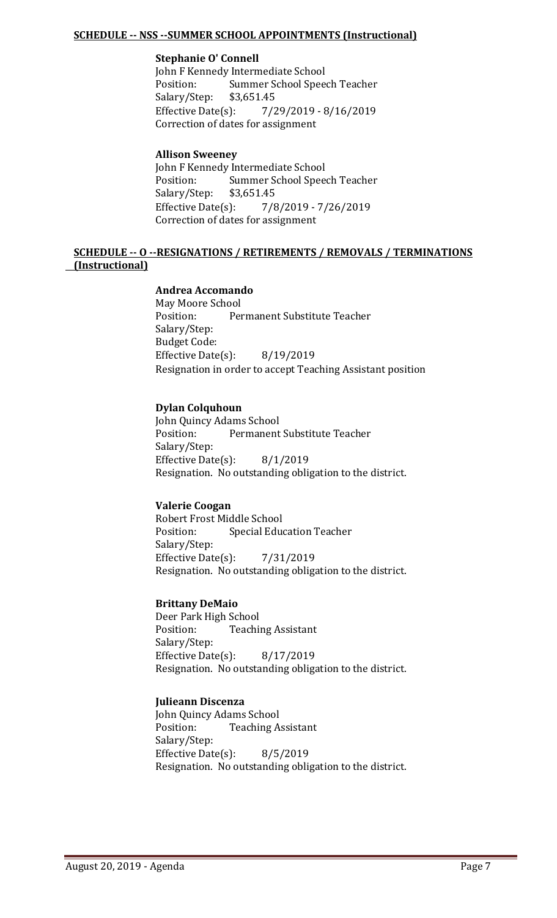## SCHEDULE -- NSS --SUMMER SCHOOL APPOINTMENTS (Instructional)

**Stephanie O' Connell**
John F Kennedy Intermediate School
Position: Summer School Speech Teacher
Salary/Step: $3,651.45
Effective Date(s): 7/29/2019 - 8/16/2019
Correction of dates for assignment

**Allison Sweeney**
John F Kennedy Intermediate School
Position: Summer School Speech Teacher
Salary/Step: $3,651.45
Effective Date(s): 7/8/2019 - 7/26/2019
Correction of dates for assignment

## SCHEDULE -- O --RESIGNATIONS / RETIREMENTS / REMOVALS / TERMINATIONS (Instructional)

**Andrea Accomando**
May Moore School
Position: Permanent Substitute Teacher
Salary/Step:
Budget Code:
Effective Date(s): 8/19/2019
Resignation in order to accept Teaching Assistant position

**Dylan Colquhoun**
John Quincy Adams School
Position: Permanent Substitute Teacher
Salary/Step:
Effective Date(s): 8/1/2019
Resignation. No outstanding obligation to the district.

**Valerie Coogan**
Robert Frost Middle School
Position: Special Education Teacher
Salary/Step:
Effective Date(s): 7/31/2019
Resignation. No outstanding obligation to the district.

**Brittany DeMaio**
Deer Park High School
Position: Teaching Assistant
Salary/Step:
Effective Date(s): 8/17/2019
Resignation. No outstanding obligation to the district.

**Julieann Discenza**
John Quincy Adams School
Position: Teaching Assistant
Salary/Step:
Effective Date(s): 8/5/2019
Resignation. No outstanding obligation to the district.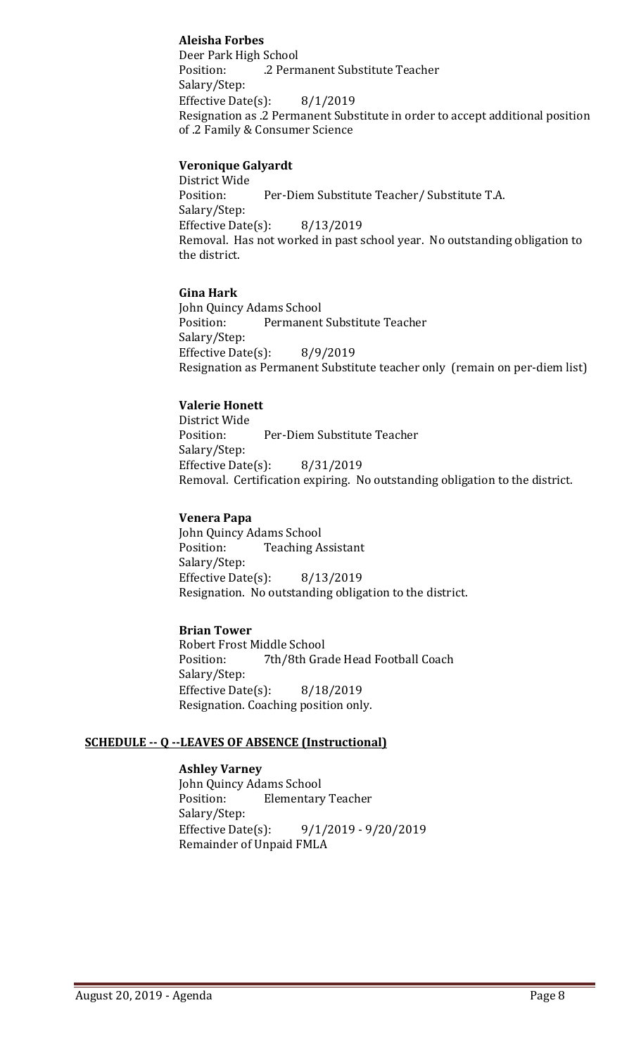**Aleisha Forbes**
Deer Park High School
Position: .2 Permanent Substitute Teacher
Salary/Step:
Effective Date(s): 8/1/2019
Resignation as .2 Permanent Substitute in order to accept additional position of .2 Family & Consumer Science

**Veronique Galyardt**
District Wide
Position: Per-Diem Substitute Teacher/ Substitute T.A.
Salary/Step:
Effective Date(s): 8/13/2019
Removal. Has not worked in past school year. No outstanding obligation to the district.

**Gina Hark**
John Quincy Adams School
Position: Permanent Substitute Teacher
Salary/Step:
Effective Date(s): 8/9/2019
Resignation as Permanent Substitute teacher only (remain on per-diem list)

**Valerie Honett**
District Wide
Position: Per-Diem Substitute Teacher
Salary/Step:
Effective Date(s): 8/31/2019
Removal. Certification expiring. No outstanding obligation to the district.

**Venera Papa**
John Quincy Adams School
Position: Teaching Assistant
Salary/Step:
Effective Date(s): 8/13/2019
Resignation. No outstanding obligation to the district.

**Brian Tower**
Robert Frost Middle School
Position: 7th/8th Grade Head Football Coach
Salary/Step:
Effective Date(s): 8/18/2019
Resignation. Coaching position only.

**SCHEDULE -- Q --LEAVES OF ABSENCE (Instructional)**

**Ashley Varney**
John Quincy Adams School
Position: Elementary Teacher
Salary/Step:
Effective Date(s): 9/1/2019 - 9/20/2019
Remainder of Unpaid FMLA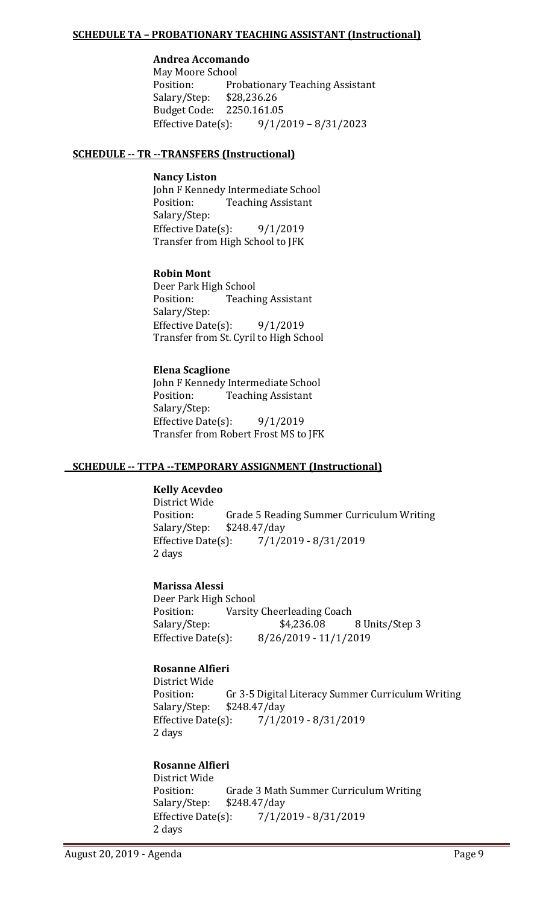**SCHEDULE TA – PROBATIONARY TEACHING ASSISTANT (Instructional)**

**Andrea Accomando**
May Moore School
Position: Probationary Teaching Assistant
Salary/Step: $28,236.26
Budget Code: 2250.161.05
Effective Date(s): 9/1/2019 – 8/31/2023

**SCHEDULE -- TR --TRANSFERS (Instructional)**

**Nancy Liston**
John F Kennedy Intermediate School
Position: Teaching Assistant
Salary/Step:
Effective Date(s): 9/1/2019
Transfer from High School to JFK

**Robin Mont**
Deer Park High School
Position: Teaching Assistant
Salary/Step:
Effective Date(s): 9/1/2019
Transfer from St. Cyril to High School

**Elena Scaglione**
John F Kennedy Intermediate School
Position: Teaching Assistant
Salary/Step:
Effective Date(s): 9/1/2019
Transfer from Robert Frost MS to JFK

**SCHEDULE -- TTPA --TEMPORARY ASSIGNMENT (Instructional)**

**Kelly Acevdeo**
District Wide
Position: Grade 5 Reading Summer Curriculum Writing
Salary/Step: $248.47/day
Effective Date(s): 7/1/2019 - 8/31/2019
2 days

**Marissa Alessi**
Deer Park High School
Position: Varsity Cheerleading Coach
Salary/Step: $4,236.08 8 Units/Step 3
Effective Date(s): 8/26/2019 - 11/1/2019

**Rosanne Alfieri**
District Wide
Position: Gr 3-5 Digital Literacy Summer Curriculum Writing
Salary/Step: $248.47/day
Effective Date(s): 7/1/2019 - 8/31/2019
2 days

**Rosanne Alfieri**
District Wide
Position: Grade 3 Math Summer Curriculum Writing
Salary/Step: $248.47/day
Effective Date(s): 7/1/2019 - 8/31/2019
2 days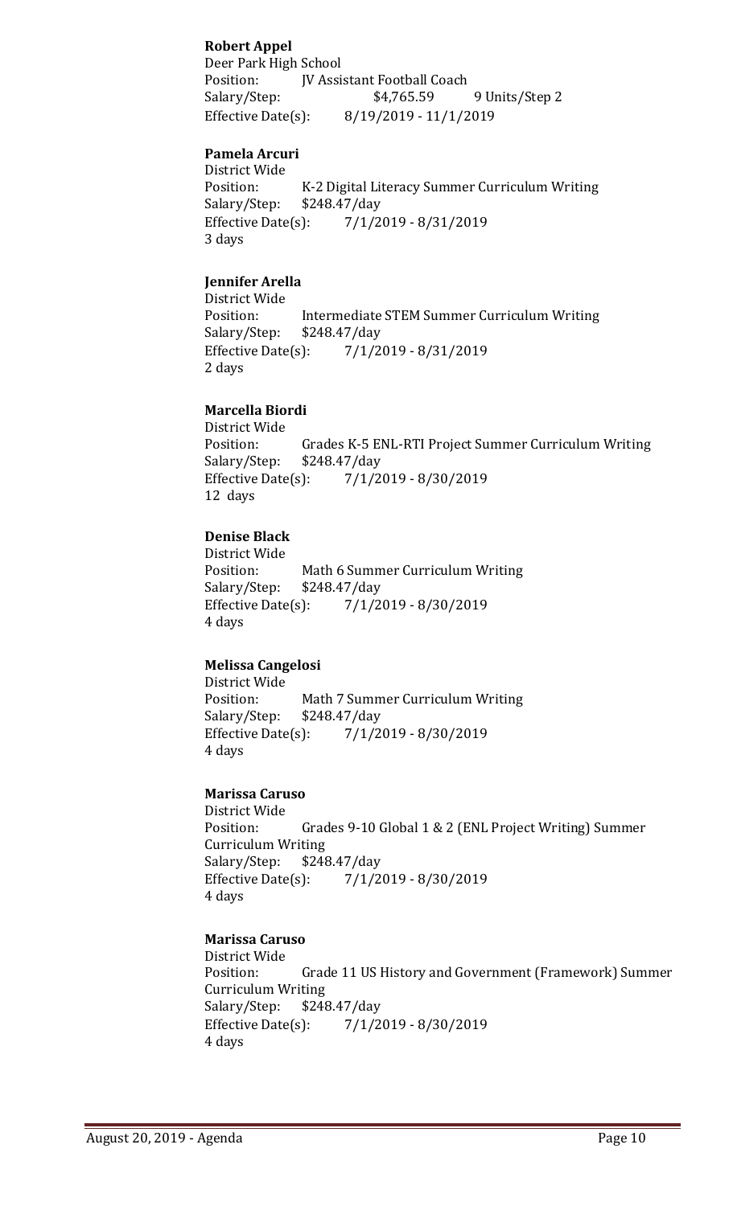**Robert Appel**
Deer Park High School
Position: JV Assistant Football Coach
Salary/Step: $4,765.59 9 Units/Step 2
Effective Date(s): 8/19/2019 - 11/1/2019

**Pamela Arcuri**
District Wide
Position: K-2 Digital Literacy Summer Curriculum Writing
Salary/Step: $248.47/day
Effective Date(s): 7/1/2019 - 8/31/2019
3 days

**Jennifer Arella**
District Wide
Position: Intermediate STEM Summer Curriculum Writing
Salary/Step: $248.47/day
Effective Date(s): 7/1/2019 - 8/31/2019
2 days

**Marcella Biordi**
District Wide
Position: Grades K-5 ENL-RTI Project Summer Curriculum Writing
Salary/Step: $248.47/day
Effective Date(s): 7/1/2019 - 8/30/2019
12 days

**Denise Black**
District Wide
Position: Math 6 Summer Curriculum Writing
Salary/Step: $248.47/day
Effective Date(s): 7/1/2019 - 8/30/2019
4 days

**Melissa Cangelosi**
District Wide
Position: Math 7 Summer Curriculum Writing
Salary/Step: $248.47/day
Effective Date(s): 7/1/2019 - 8/30/2019
4 days

**Marissa Caruso**
District Wide
Position: Grades 9-10 Global 1 & 2 (ENL Project Writing) Summer Curriculum Writing
Salary/Step: $248.47/day
Effective Date(s): 7/1/2019 - 8/30/2019
4 days

**Marissa Caruso**
District Wide
Position: Grade 11 US History and Government (Framework) Summer Curriculum Writing
Salary/Step: $248.47/day
Effective Date(s): 7/1/2019 - 8/30/2019
4 days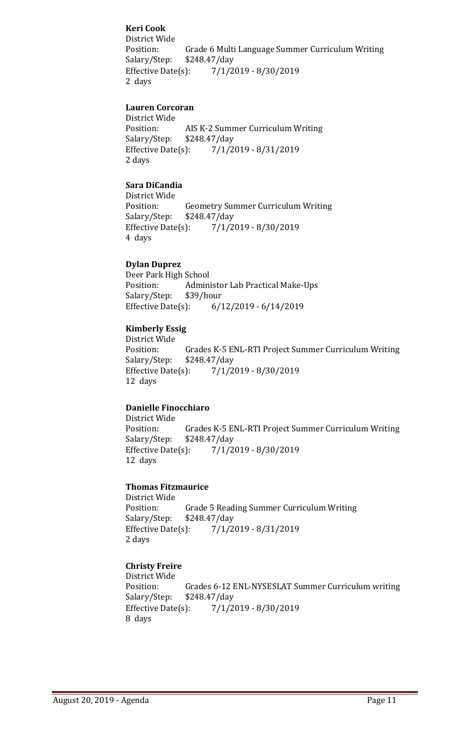**Keri Cook**
District Wide
Position: Grade 6 Multi Language Summer Curriculum Writing
Salary/Step: $248.47/day
Effective Date(s): 7/1/2019 - 8/30/2019
2 days

**Lauren Corcoran**
District Wide
Position: AIS K-2 Summer Curriculum Writing
Salary/Step: $248.47/day
Effective Date(s): 7/1/2019 - 8/31/2019
2 days

**Sara DiCandia**
District Wide
Position: Geometry Summer Curriculum Writing
Salary/Step: $248.47/day
Effective Date(s): 7/1/2019 - 8/30/2019
4 days

**Dylan Duprez**
Deer Park High School
Position: Administor Lab Practical Make-Ups
Salary/Step: $39/hour
Effective Date(s): 6/12/2019 - 6/14/2019

**Kimberly Essig**
District Wide
Position: Grades K-5 ENL-RTI Project Summer Curriculum Writing
Salary/Step: $248.47/day
Effective Date(s): 7/1/2019 - 8/30/2019
12 days

**Danielle Finocchiaro**
District Wide
Position: Grades K-5 ENL-RTI Project Summer Curriculum Writing
Salary/Step: $248.47/day
Effective Date(s): 7/1/2019 - 8/30/2019
12 days

**Thomas Fitzmaurice**
District Wide
Position: Grade 5 Reading Summer Curriculum Writing
Salary/Step: $248.47/day
Effective Date(s): 7/1/2019 - 8/31/2019
2 days

**Christy Freire**
District Wide
Position: Grades 6-12 ENL-NYSESLAT Summer Curriculum writing
Salary/Step: $248.47/day
Effective Date(s): 7/1/2019 - 8/30/2019
8 days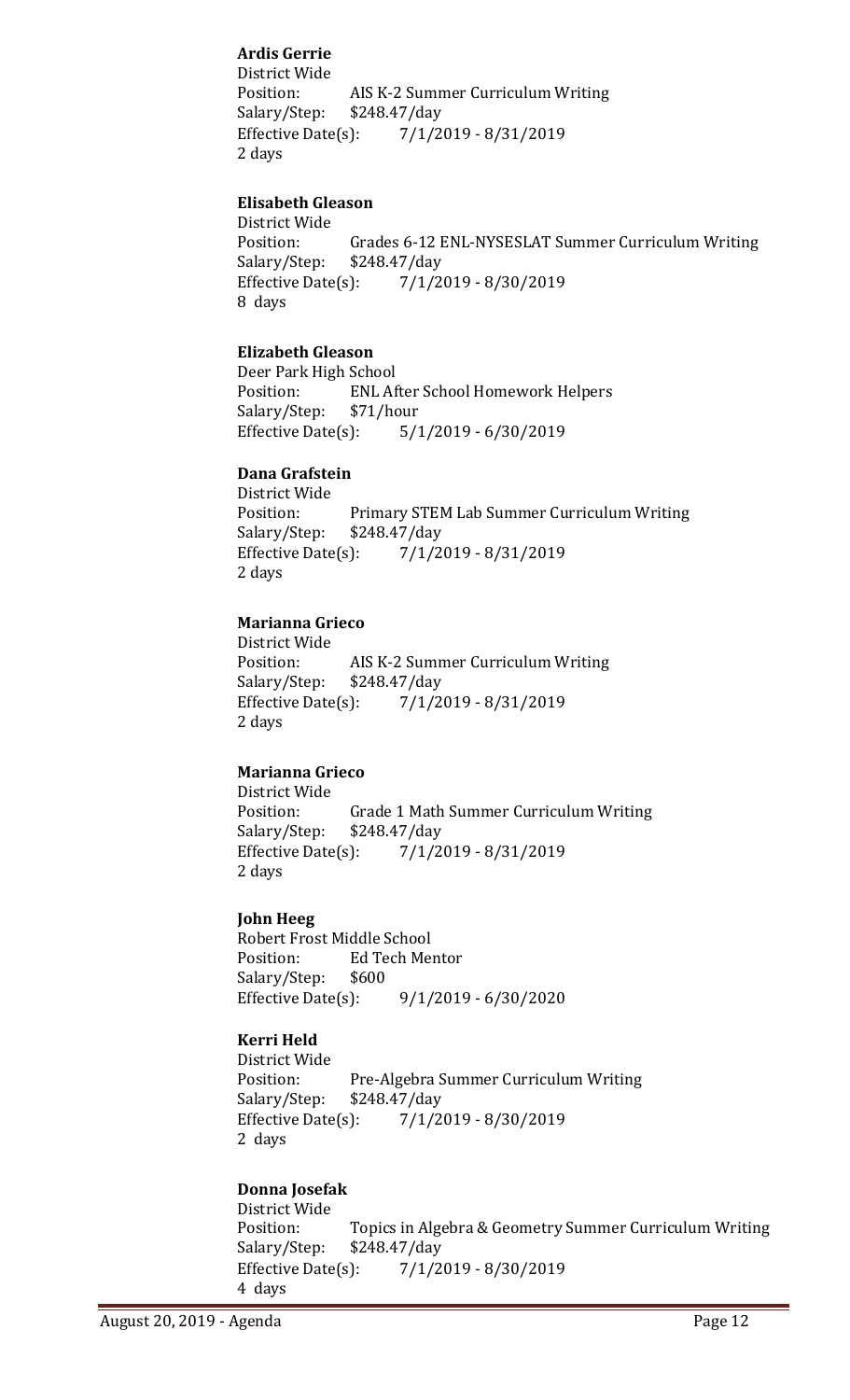**Ardis Gerrie**
District Wide
Position: AIS K-2 Summer Curriculum Writing
Salary/Step: $248.47/day
Effective Date(s): 7/1/2019 - 8/31/2019
2 days

**Elisabeth Gleason**
District Wide
Position: Grades 6-12 ENL-NYSESLAT Summer Curriculum Writing
Salary/Step: $248.47/day
Effective Date(s): 7/1/2019 - 8/30/2019
8 days

**Elizabeth Gleason**
Deer Park High School
Position: ENL After School Homework Helpers
Salary/Step: $71/hour
Effective Date(s): 5/1/2019 - 6/30/2019

**Dana Grafstein**
District Wide
Position: Primary STEM Lab Summer Curriculum Writing
Salary/Step: $248.47/day
Effective Date(s): 7/1/2019 - 8/31/2019
2 days

**Marianna Grieco**
District Wide
Position: AIS K-2 Summer Curriculum Writing
Salary/Step: $248.47/day
Effective Date(s): 7/1/2019 - 8/31/2019
2 days

**Marianna Grieco**
District Wide
Position: Grade 1 Math Summer Curriculum Writing
Salary/Step: $248.47/day
Effective Date(s): 7/1/2019 - 8/31/2019
2 days

**John Heeg**
Robert Frost Middle School
Position: Ed Tech Mentor
Salary/Step: $600
Effective Date(s): 9/1/2019 - 6/30/2020

**Kerri Held**
District Wide
Position: Pre-Algebra Summer Curriculum Writing
Salary/Step: $248.47/day
Effective Date(s): 7/1/2019 - 8/30/2019
2 days

**Donna Josefak**
District Wide
Position: Topics in Algebra & Geometry Summer Curriculum Writing
Salary/Step: $248.47/day
Effective Date(s): 7/1/2019 - 8/30/2019
4 days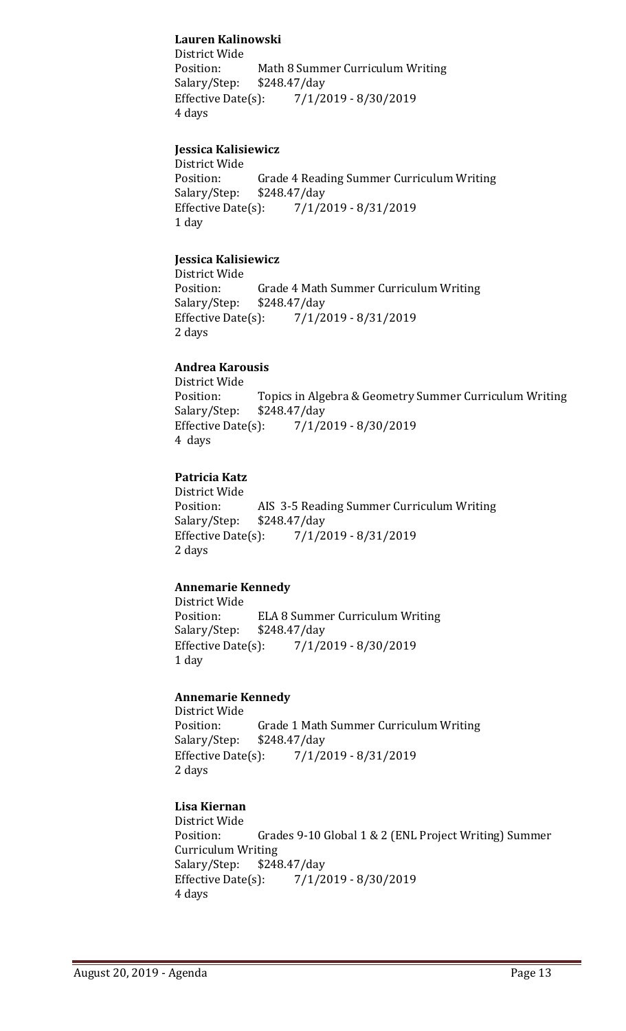**Lauren Kalinowski**
District Wide
Position: Math 8 Summer Curriculum Writing
Salary/Step: $248.47/day
Effective Date(s): 7/1/2019 - 8/30/2019
4 days

**Jessica Kalisiewicz**
District Wide
Position: Grade 4 Reading Summer Curriculum Writing
Salary/Step: $248.47/day
Effective Date(s): 7/1/2019 - 8/31/2019
1 day

**Jessica Kalisiewicz**
District Wide
Position: Grade 4 Math Summer Curriculum Writing
Salary/Step: $248.47/day
Effective Date(s): 7/1/2019 - 8/31/2019
2 days

**Andrea Karousis**
District Wide
Position: Topics in Algebra & Geometry Summer Curriculum Writing
Salary/Step: $248.47/day
Effective Date(s): 7/1/2019 - 8/30/2019
4 days

**Patricia Katz**
District Wide
Position: AIS 3-5 Reading Summer Curriculum Writing
Salary/Step: $248.47/day
Effective Date(s): 7/1/2019 - 8/31/2019
2 days

**Annemarie Kennedy**
District Wide
Position: ELA 8 Summer Curriculum Writing
Salary/Step: $248.47/day
Effective Date(s): 7/1/2019 - 8/30/2019
1 day

**Annemarie Kennedy**
District Wide
Position: Grade 1 Math Summer Curriculum Writing
Salary/Step: $248.47/day
Effective Date(s): 7/1/2019 - 8/31/2019
2 days

**Lisa Kiernan**
District Wide
Position: Grades 9-10 Global 1 & 2 (ENL Project Writing) Summer Curriculum Writing
Salary/Step: $248.47/day
Effective Date(s): 7/1/2019 - 8/30/2019
4 days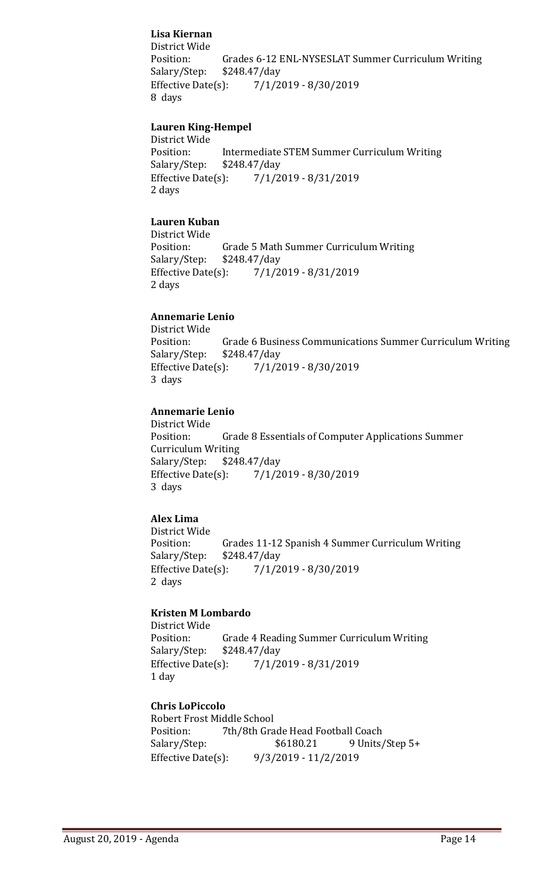**Lisa Kiernan**
District Wide
Position: Grades 6-12 ENL-NYSESLAT Summer Curriculum Writing
Salary/Step: $248.47/day
Effective Date(s): 7/1/2019 - 8/30/2019
8 days

**Lauren King-Hempel**
District Wide
Position: Intermediate STEM Summer Curriculum Writing
Salary/Step: $248.47/day
Effective Date(s): 7/1/2019 - 8/31/2019
2 days

**Lauren Kuban**
District Wide
Position: Grade 5 Math Summer Curriculum Writing
Salary/Step: $248.47/day
Effective Date(s): 7/1/2019 - 8/31/2019
2 days

**Annemarie Lenio**
District Wide
Position: Grade 6 Business Communications Summer Curriculum Writing
Salary/Step: $248.47/day
Effective Date(s): 7/1/2019 - 8/30/2019
3 days

**Annemarie Lenio**
District Wide
Position: Grade 8 Essentials of Computer Applications Summer Curriculum Writing
Salary/Step: $248.47/day
Effective Date(s): 7/1/2019 - 8/30/2019
3 days

**Alex Lima**
District Wide
Position: Grades 11-12 Spanish 4 Summer Curriculum Writing
Salary/Step: $248.47/day
Effective Date(s): 7/1/2019 - 8/30/2019
2 days

**Kristen M Lombardo**
District Wide
Position: Grade 4 Reading Summer Curriculum Writing
Salary/Step: $248.47/day
Effective Date(s): 7/1/2019 - 8/31/2019
1 day

**Chris LoPiccolo**
Robert Frost Middle School
Position: 7th/8th Grade Head Football Coach
Salary/Step: $6180.21 9 Units/Step 5+
Effective Date(s): 9/3/2019 - 11/2/2019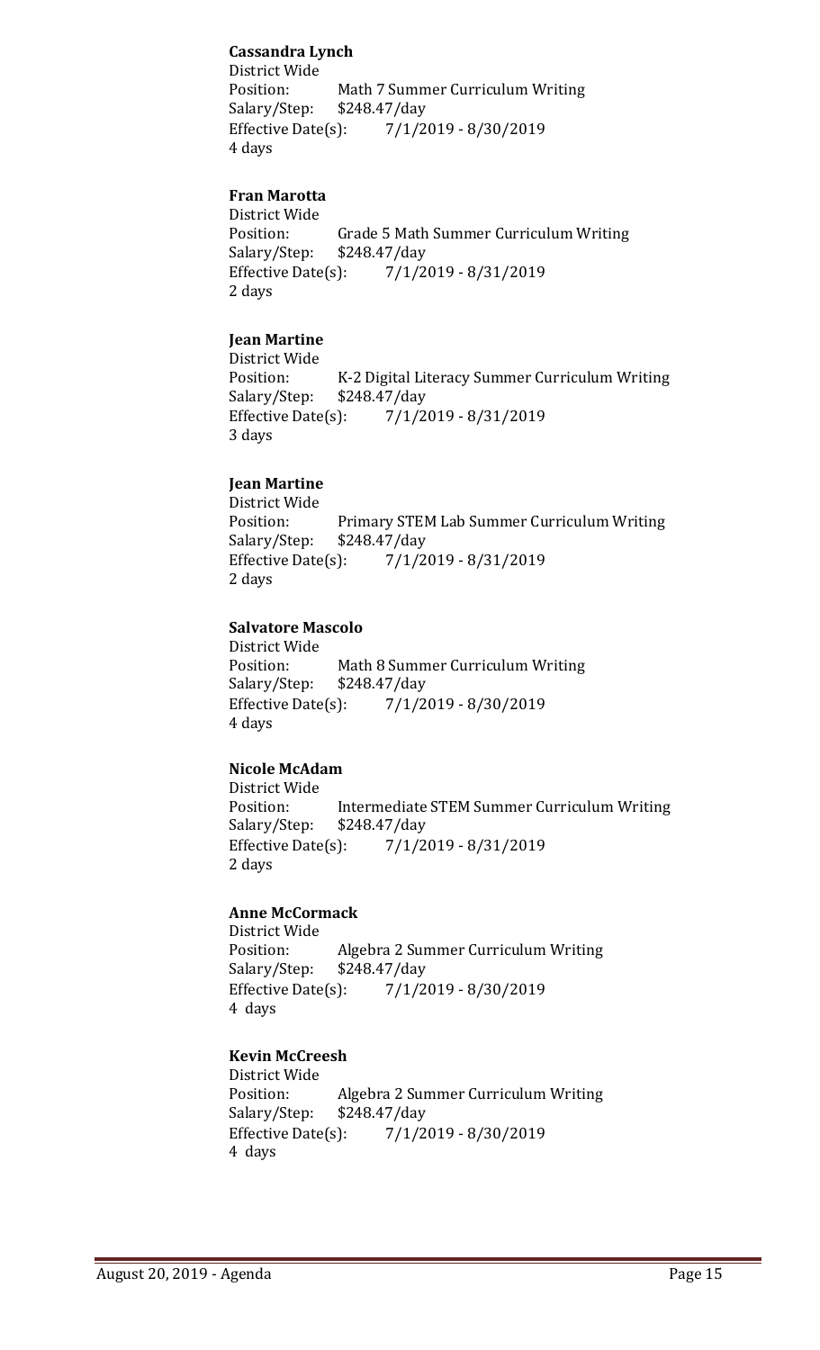**Cassandra Lynch**
District Wide
Position: Math 7 Summer Curriculum Writing
Salary/Step: $248.47/day
Effective Date(s): 7/1/2019 - 8/30/2019
4 days

**Fran Marotta**
District Wide
Position: Grade 5 Math Summer Curriculum Writing
Salary/Step: $248.47/day
Effective Date(s): 7/1/2019 - 8/31/2019
2 days

**Jean Martine**
District Wide
Position: K-2 Digital Literacy Summer Curriculum Writing
Salary/Step: $248.47/day
Effective Date(s): 7/1/2019 - 8/31/2019
3 days

**Jean Martine**
District Wide
Position: Primary STEM Lab Summer Curriculum Writing
Salary/Step: $248.47/day
Effective Date(s): 7/1/2019 - 8/31/2019
2 days

**Salvatore Mascolo**
District Wide
Position: Math 8 Summer Curriculum Writing
Salary/Step: $248.47/day
Effective Date(s): 7/1/2019 - 8/30/2019
4 days

**Nicole McAdam**
District Wide
Position: Intermediate STEM Summer Curriculum Writing
Salary/Step: $248.47/day
Effective Date(s): 7/1/2019 - 8/31/2019
2 days

**Anne McCormack**
District Wide
Position: Algebra 2 Summer Curriculum Writing
Salary/Step: $248.47/day
Effective Date(s): 7/1/2019 - 8/30/2019
4 days

**Kevin McCreesh**
District Wide
Position: Algebra 2 Summer Curriculum Writing
Salary/Step: $248.47/day
Effective Date(s): 7/1/2019 - 8/30/2019
4 days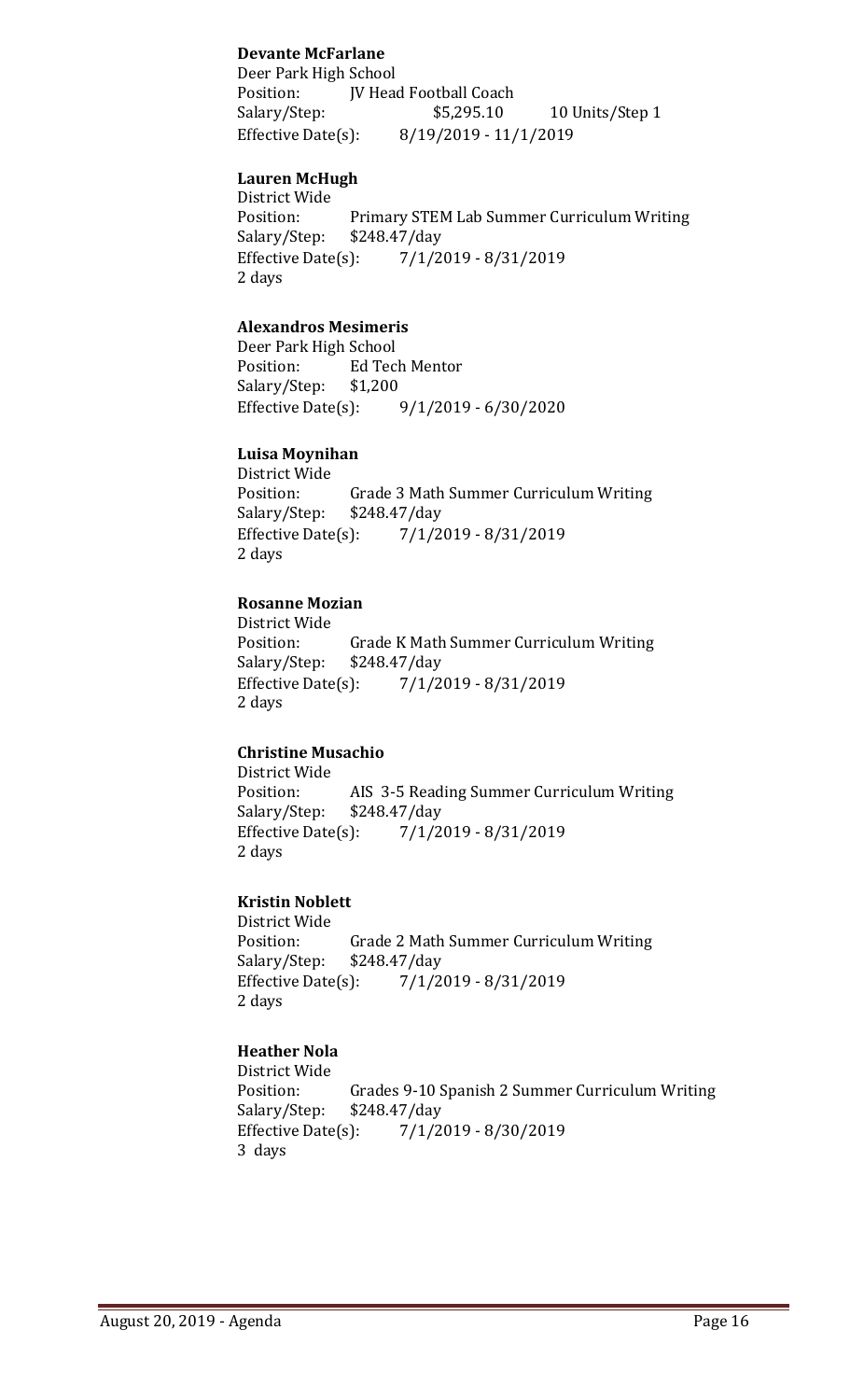**Devante McFarlane**
Deer Park High School
Position: JV Head Football Coach
Salary/Step: $5,295.10 10 Units/Step 1
Effective Date(s): 8/19/2019 - 11/1/2019

**Lauren McHugh**
District Wide
Position: Primary STEM Lab Summer Curriculum Writing
Salary/Step: $248.47/day
Effective Date(s): 7/1/2019 - 8/31/2019
2 days

**Alexandros Mesimeris**
Deer Park High School
Position: Ed Tech Mentor
Salary/Step: $1,200
Effective Date(s): 9/1/2019 - 6/30/2020

**Luisa Moynihan**
District Wide
Position: Grade 3 Math Summer Curriculum Writing
Salary/Step: $248.47/day
Effective Date(s): 7/1/2019 - 8/31/2019
2 days

**Rosanne Mozian**
District Wide
Position: Grade K Math Summer Curriculum Writing
Salary/Step: $248.47/day
Effective Date(s): 7/1/2019 - 8/31/2019
2 days

**Christine Musachio**
District Wide
Position: AIS 3-5 Reading Summer Curriculum Writing
Salary/Step: $248.47/day
Effective Date(s): 7/1/2019 - 8/31/2019
2 days

**Kristin Noblett**
District Wide
Position: Grade 2 Math Summer Curriculum Writing
Salary/Step: $248.47/day
Effective Date(s): 7/1/2019 - 8/31/2019
2 days

**Heather Nola**
District Wide
Position: Grades 9-10 Spanish 2 Summer Curriculum Writing
Salary/Step: $248.47/day
Effective Date(s): 7/1/2019 - 8/30/2019
3 days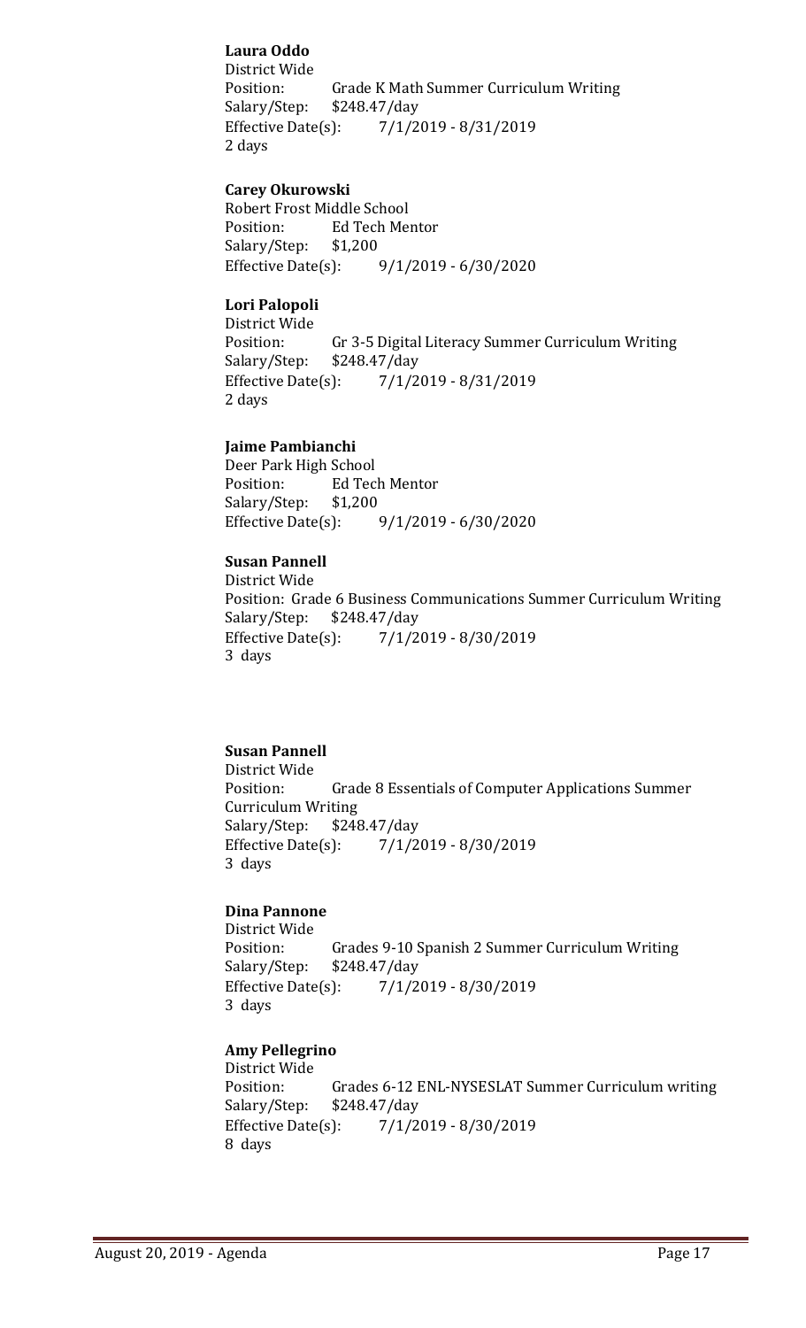**Laura Oddo**
District Wide
Position: Grade K Math Summer Curriculum Writing
Salary/Step: $248.47/day
Effective Date(s): 7/1/2019 - 8/31/2019
2 days

**Carey Okurowski**
Robert Frost Middle School
Position: Ed Tech Mentor
Salary/Step: $1,200
Effective Date(s): 9/1/2019 - 6/30/2020

**Lori Palopoli**
District Wide
Position: Gr 3-5 Digital Literacy Summer Curriculum Writing
Salary/Step: $248.47/day
Effective Date(s): 7/1/2019 - 8/31/2019
2 days

**Jaime Pambianchi**
Deer Park High School
Position: Ed Tech Mentor
Salary/Step: $1,200
Effective Date(s): 9/1/2019 - 6/30/2020

**Susan Pannell**
District Wide
Position: Grade 6 Business Communications Summer Curriculum Writing
Salary/Step: $248.47/day
Effective Date(s): 7/1/2019 - 8/30/2019
3 days

**Susan Pannell**
District Wide
Position: Grade 8 Essentials of Computer Applications Summer Curriculum Writing
Salary/Step: $248.47/day
Effective Date(s): 7/1/2019 - 8/30/2019
3 days

**Dina Pannone**
District Wide
Position: Grades 9-10 Spanish 2 Summer Curriculum Writing
Salary/Step: $248.47/day
Effective Date(s): 7/1/2019 - 8/30/2019
3 days

**Amy Pellegrino**
District Wide
Position: Grades 6-12 ENL-NYSESLAT Summer Curriculum writing
Salary/Step: $248.47/day
Effective Date(s): 7/1/2019 - 8/30/2019
8 days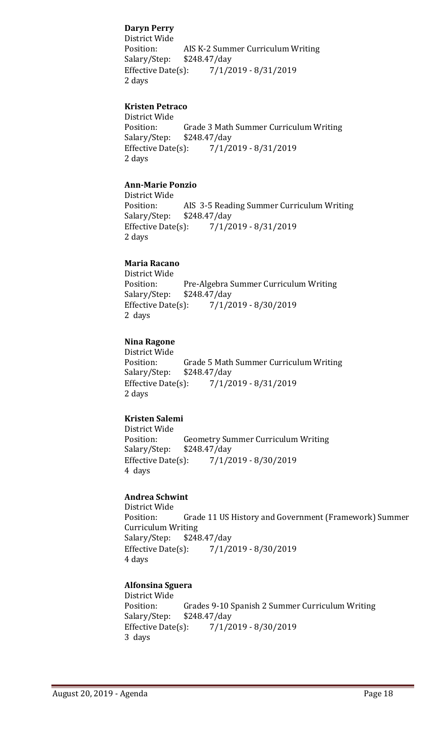**Daryn Perry**
District Wide
Position: AIS K-2 Summer Curriculum Writing
Salary/Step: $248.47/day
Effective Date(s): 7/1/2019 - 8/31/2019
2 days

**Kristen Petraco**
District Wide
Position: Grade 3 Math Summer Curriculum Writing
Salary/Step: $248.47/day
Effective Date(s): 7/1/2019 - 8/31/2019
2 days

**Ann-Marie Ponzio**
District Wide
Position: AIS 3-5 Reading Summer Curriculum Writing
Salary/Step: $248.47/day
Effective Date(s): 7/1/2019 - 8/31/2019
2 days

**Maria Racano**
District Wide
Position: Pre-Algebra Summer Curriculum Writing
Salary/Step: $248.47/day
Effective Date(s): 7/1/2019 - 8/30/2019
2 days

**Nina Ragone**
District Wide
Position: Grade 5 Math Summer Curriculum Writing
Salary/Step: $248.47/day
Effective Date(s): 7/1/2019 - 8/31/2019
2 days

**Kristen Salemi**
District Wide
Position: Geometry Summer Curriculum Writing
Salary/Step: $248.47/day
Effective Date(s): 7/1/2019 - 8/30/2019
4 days

**Andrea Schwint**
District Wide
Position: Grade 11 US History and Government (Framework) Summer Curriculum Writing
Salary/Step: $248.47/day
Effective Date(s): 7/1/2019 - 8/30/2019
4 days

**Alfonsina Sguera**
District Wide
Position: Grades 9-10 Spanish 2 Summer Curriculum Writing
Salary/Step: $248.47/day
Effective Date(s): 7/1/2019 - 8/30/2019
3 days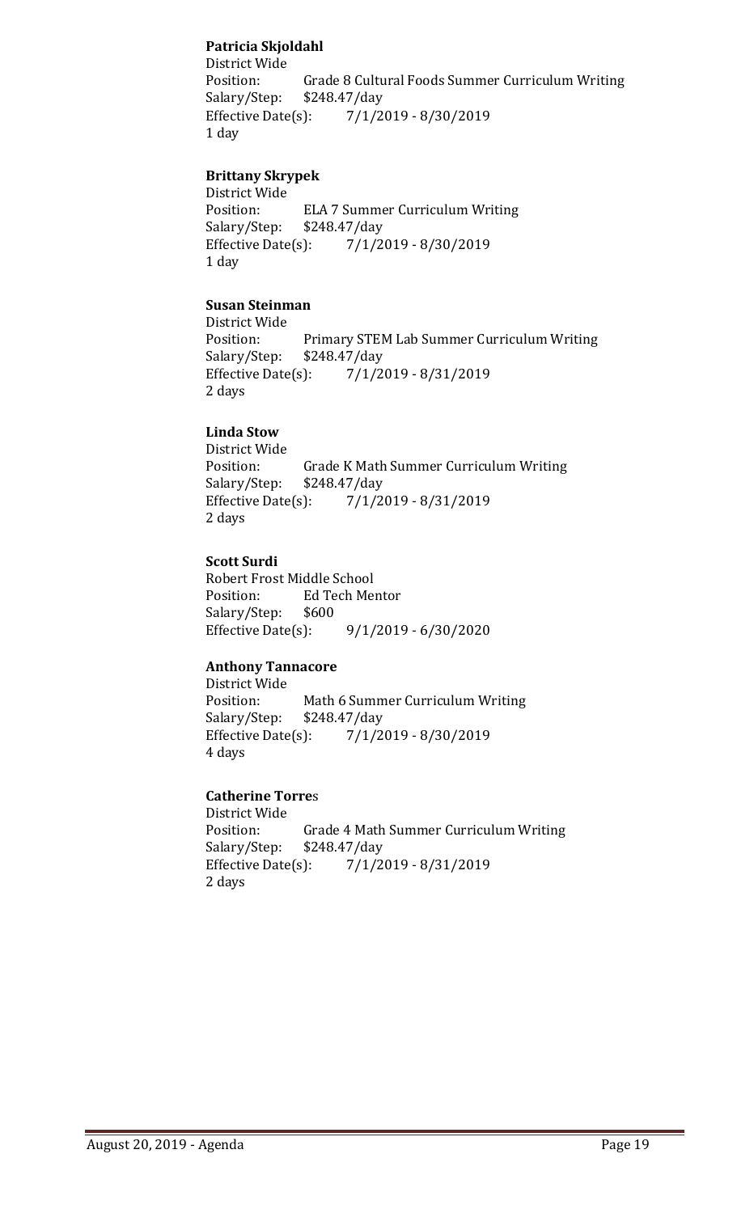**Patricia Skjoldahl**

District Wide
Position: Grade 8 Cultural Foods Summer Curriculum Writing
Salary/Step: $248.47/day
Effective Date(s): 7/1/2019 - 8/30/2019
1 day

**Brittany Skrypek**

District Wide
Position: ELA 7 Summer Curriculum Writing
Salary/Step: $248.47/day
Effective Date(s): 7/1/2019 - 8/30/2019
1 day

**Susan Steinman**

District Wide
Position: Primary STEM Lab Summer Curriculum Writing
Salary/Step: $248.47/day
Effective Date(s): 7/1/2019 - 8/31/2019
2 days

**Linda Stow**

District Wide
Position: Grade K Math Summer Curriculum Writing
Salary/Step: $248.47/day
Effective Date(s): 7/1/2019 - 8/31/2019
2 days

**Scott Surdi**

Robert Frost Middle School
Position: Ed Tech Mentor
Salary/Step: $600
Effective Date(s): 9/1/2019 - 6/30/2020

**Anthony Tannacore**

District Wide
Position: Math 6 Summer Curriculum Writing
Salary/Step: $248.47/day
Effective Date(s): 7/1/2019 - 8/30/2019
4 days

**Catherine Torres**

District Wide
Position: Grade 4 Math Summer Curriculum Writing
Salary/Step: $248.47/day
Effective Date(s): 7/1/2019 - 8/31/2019
2 days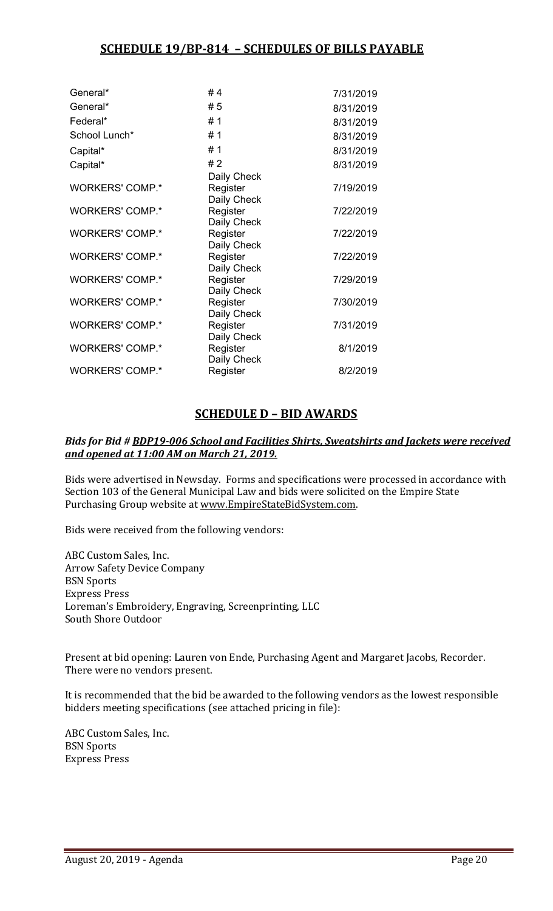## SCHEDULE 19/BP-814 – SCHEDULES OF BILLS PAYABLE

| | | |
|---|---|---|
| General* | # 4 | 7/31/2019 |
| General* | # 5 | 8/31/2019 |
| Federal* | # 1 | 8/31/2019 |
| School Lunch* | # 1 | 8/31/2019 |
| Capital* | # 1 | 8/31/2019 |
| Capital* | # 2 | 8/31/2019 |
| WORKERS' COMP.* | Daily Check Register | 7/19/2019 |
| WORKERS' COMP.* | Daily Check Register | 7/22/2019 |
| WORKERS' COMP.* | Daily Check Register | 7/22/2019 |
| WORKERS' COMP.* | Daily Check Register | 7/22/2019 |
| WORKERS' COMP.* | Daily Check Register | 7/29/2019 |
| WORKERS' COMP.* | Daily Check Register | 7/30/2019 |
| WORKERS' COMP.* | Daily Check Register | 7/31/2019 |
| WORKERS' COMP.* | Daily Check Register | 8/1/2019 |
| WORKERS' COMP.* | Daily Check Register | 8/2/2019 |

## SCHEDULE D – BID AWARDS

***Bids for Bid # BDP19-006 School and Facilities Shirts, Sweatshirts and Jackets were received and opened at 11:00 AM on March 21, 2019.***

Bids were advertised in Newsday. Forms and specifications were processed in accordance with Section 103 of the General Municipal Law and bids were solicited on the Empire State Purchasing Group website at www.EmpireStateBidSystem.com.

Bids were received from the following vendors:

ABC Custom Sales, Inc.
Arrow Safety Device Company
BSN Sports
Express Press
Loreman's Embroidery, Engraving, Screenprinting, LLC
South Shore Outdoor

Present at bid opening: Lauren von Ende, Purchasing Agent and Margaret Jacobs, Recorder. There were no vendors present.

It is recommended that the bid be awarded to the following vendors as the lowest responsible bidders meeting specifications (see attached pricing in file):

ABC Custom Sales, Inc.
BSN Sports
Express Press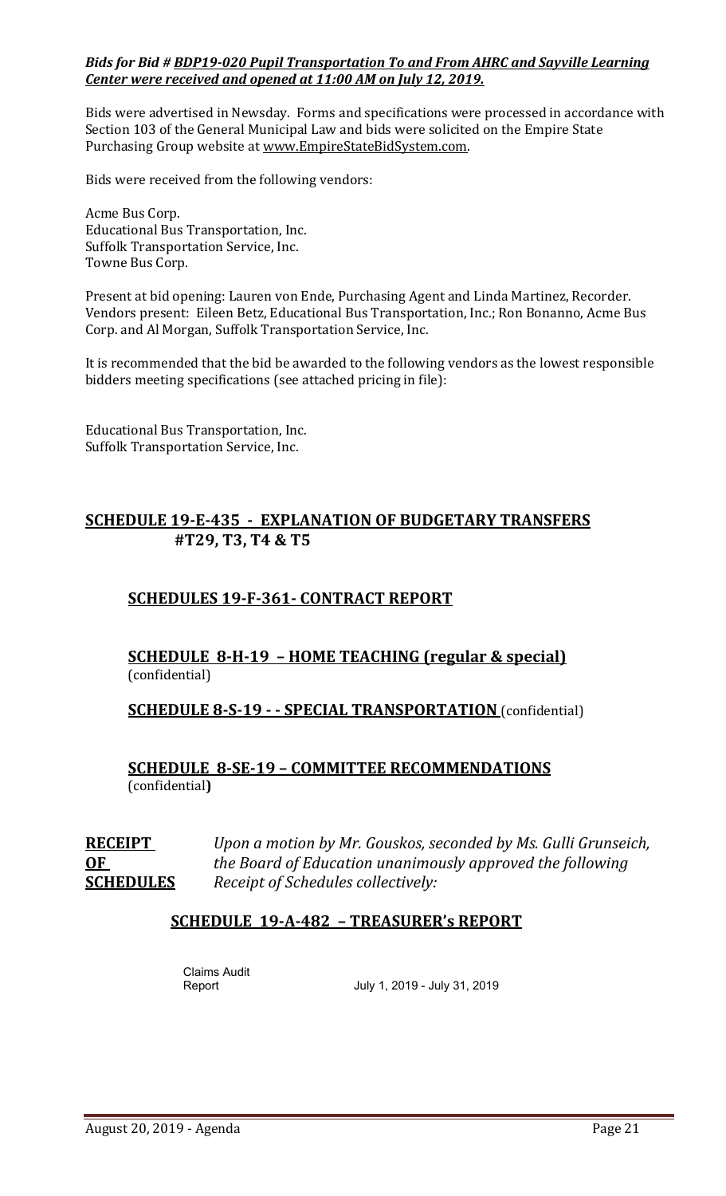***Bids for Bid # BDP19-020 Pupil Transportation To and From AHRC and Sayville Learning Center were received and opened at 11:00 AM on July 12, 2019.***

Bids were advertised in Newsday. Forms and specifications were processed in accordance with Section 103 of the General Municipal Law and bids were solicited on the Empire State Purchasing Group website at www.EmpireStateBidSystem.com.

Bids were received from the following vendors:

Acme Bus Corp.
Educational Bus Transportation, Inc.
Suffolk Transportation Service, Inc.
Towne Bus Corp.

Present at bid opening: Lauren von Ende, Purchasing Agent and Linda Martinez, Recorder. Vendors present: Eileen Betz, Educational Bus Transportation, Inc.; Ron Bonanno, Acme Bus Corp. and Al Morgan, Suffolk Transportation Service, Inc.

It is recommended that the bid be awarded to the following vendors as the lowest responsible bidders meeting specifications (see attached pricing in file):

Educational Bus Transportation, Inc.
Suffolk Transportation Service, Inc.

## SCHEDULE 19-E-435 - EXPLANATION OF BUDGETARY TRANSFERS #T29, T3, T4 & T5

### SCHEDULES 19-F-361- CONTRACT REPORT

**SCHEDULE 8-H-19 – HOME TEACHING (regular & special)** (confidential)

**SCHEDULE 8-S-19 - - SPECIAL TRANSPORTATION** (confidential)

**SCHEDULE 8-SE-19 – COMMITTEE RECOMMENDATIONS** (confidential**)**

**RECEIPT OF SCHEDULES** *Upon a motion by Mr. Gouskos, seconded by Ms. Gulli Grunseich, the Board of Education unanimously approved the following Receipt of Schedules collectively:*

### SCHEDULE 19-A-482 – TREASURER's REPORT

Claims Audit Report July 1, 2019 - July 31, 2019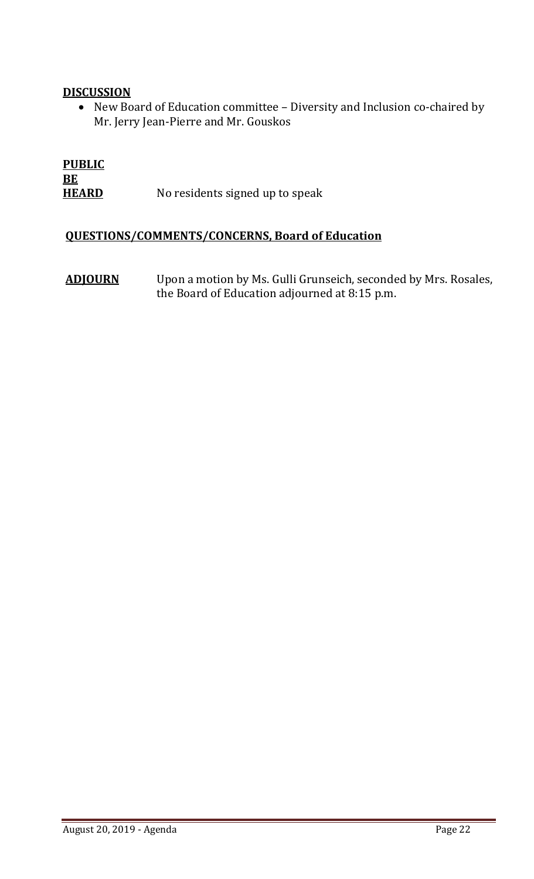**DISCUSSION**

- New Board of Education committee – Diversity and Inclusion co-chaired by Mr. Jerry Jean-Pierre and Mr. Gouskos

**PUBLIC BE HEARD** No residents signed up to speak

**QUESTIONS/COMMENTS/CONCERNS, Board of Education**

**ADJOURN** Upon a motion by Ms. Gulli Grunseich, seconded by Mrs. Rosales, the Board of Education adjourned at 8:15 p.m.